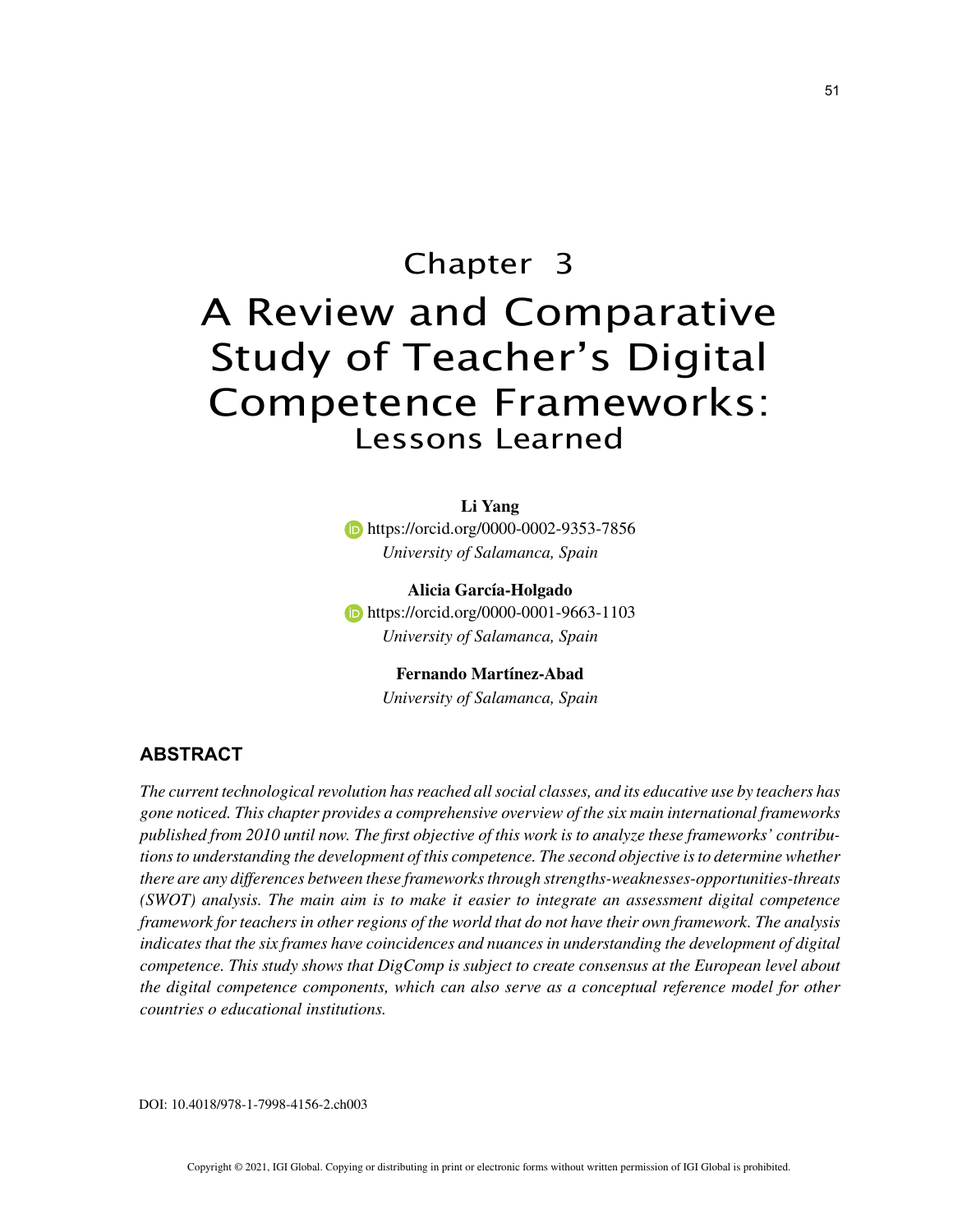# Chapter 3

# A Review and Comparative Study of Teacher's Digital Competence Frameworks: Lessons Learned

**Li Yang**
https://orcid.org/0000-0002-9353-7856
*University of Salamanca, Spain*

**Alicia García-Holgado**
https://orcid.org/0000-0001-9663-1103
*University of Salamanca, Spain*

**Fernando Martínez-Abad**
*University of Salamanca, Spain*

## ABSTRACT

*The current technological revolution has reached all social classes, and its educative use by teachers has gone noticed. This chapter provides a comprehensive overview of the six main international frameworks published from 2010 until now. The first objective of this work is to analyze these frameworks' contributions to understanding the development of this competence. The second objective is to determine whether there are any differences between these frameworks through strengths-weaknesses-opportunities-threats (SWOT) analysis. The main aim is to make it easier to integrate an assessment digital competence framework for teachers in other regions of the world that do not have their own framework. The analysis indicates that the six frames have coincidences and nuances in understanding the development of digital competence. This study shows that DigComp is subject to create consensus at the European level about the digital competence components, which can also serve as a conceptual reference model for other countries o educational institutions.*

DOI: 10.4018/978-1-7998-4156-2.ch003

Copyright © 2021, IGI Global. Copying or distributing in print or electronic forms without written permission of IGI Global is prohibited.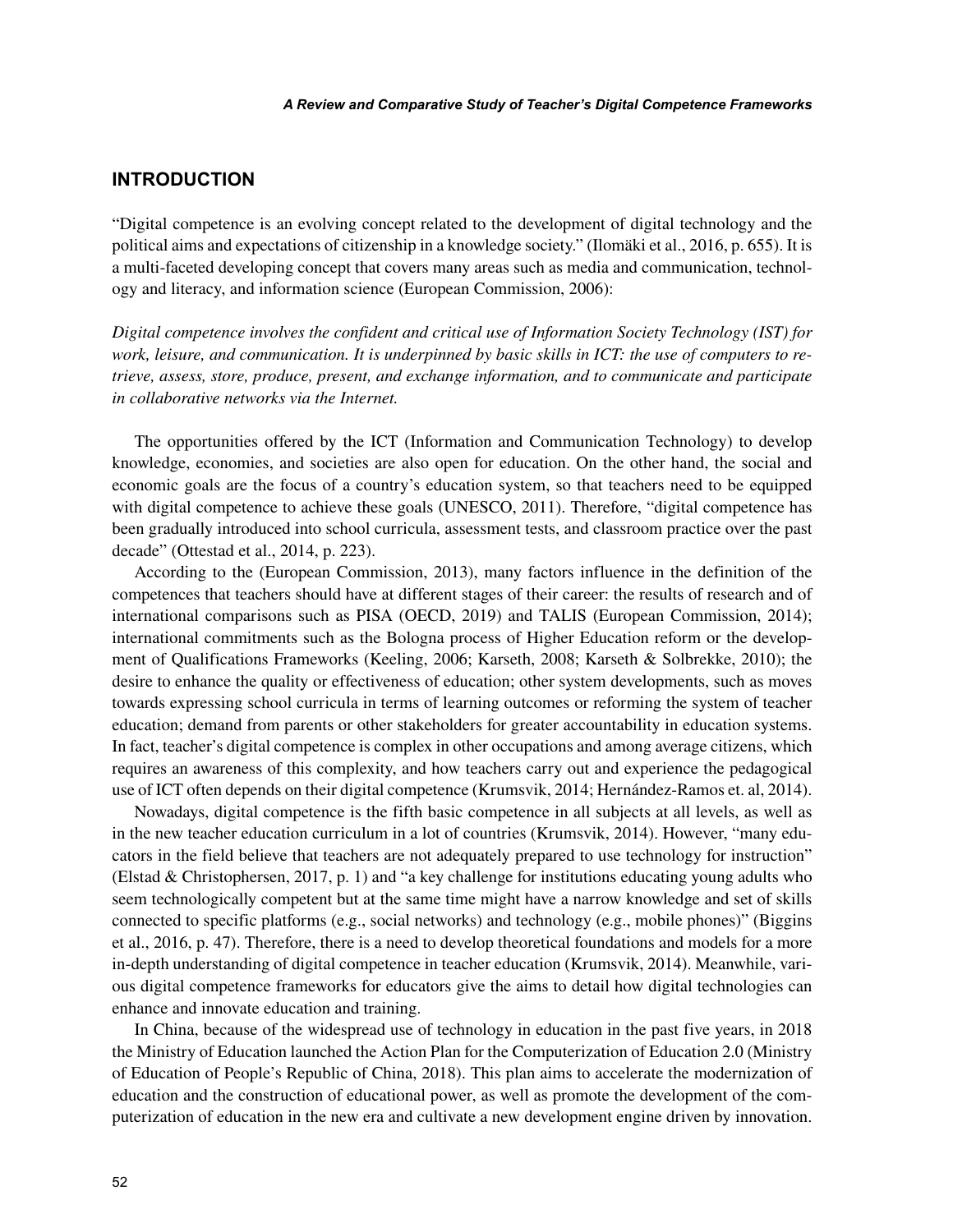## INTRODUCTION

"Digital competence is an evolving concept related to the development of digital technology and the political aims and expectations of citizenship in a knowledge society." (Ilomäki et al., 2016, p. 655). It is a multi-faceted developing concept that covers many areas such as media and communication, technology and literacy, and information science (European Commission, 2006):

*Digital competence involves the confident and critical use of Information Society Technology (IST) for work, leisure, and communication. It is underpinned by basic skills in ICT: the use of computers to retrieve, assess, store, produce, present, and exchange information, and to communicate and participate in collaborative networks via the Internet.*

The opportunities offered by the ICT (Information and Communication Technology) to develop knowledge, economies, and societies are also open for education. On the other hand, the social and economic goals are the focus of a country's education system, so that teachers need to be equipped with digital competence to achieve these goals (UNESCO, 2011). Therefore, "digital competence has been gradually introduced into school curricula, assessment tests, and classroom practice over the past decade" (Ottestad et al., 2014, p. 223).

According to the (European Commission, 2013), many factors influence in the definition of the competences that teachers should have at different stages of their career: the results of research and of international comparisons such as PISA (OECD, 2019) and TALIS (European Commission, 2014); international commitments such as the Bologna process of Higher Education reform or the development of Qualifications Frameworks (Keeling, 2006; Karseth, 2008; Karseth & Solbrekke, 2010); the desire to enhance the quality or effectiveness of education; other system developments, such as moves towards expressing school curricula in terms of learning outcomes or reforming the system of teacher education; demand from parents or other stakeholders for greater accountability in education systems. In fact, teacher's digital competence is complex in other occupations and among average citizens, which requires an awareness of this complexity, and how teachers carry out and experience the pedagogical use of ICT often depends on their digital competence (Krumsvik, 2014; Hernández-Ramos et. al, 2014).

Nowadays, digital competence is the fifth basic competence in all subjects at all levels, as well as in the new teacher education curriculum in a lot of countries (Krumsvik, 2014). However, "many educators in the field believe that teachers are not adequately prepared to use technology for instruction" (Elstad & Christophersen, 2017, p. 1) and "a key challenge for institutions educating young adults who seem technologically competent but at the same time might have a narrow knowledge and set of skills connected to specific platforms (e.g., social networks) and technology (e.g., mobile phones)" (Biggins et al., 2016, p. 47). Therefore, there is a need to develop theoretical foundations and models for a more in-depth understanding of digital competence in teacher education (Krumsvik, 2014). Meanwhile, various digital competence frameworks for educators give the aims to detail how digital technologies can enhance and innovate education and training.

In China, because of the widespread use of technology in education in the past five years, in 2018 the Ministry of Education launched the Action Plan for the Computerization of Education 2.0 (Ministry of Education of People's Republic of China, 2018). This plan aims to accelerate the modernization of education and the construction of educational power, as well as promote the development of the computerization of education in the new era and cultivate a new development engine driven by innovation.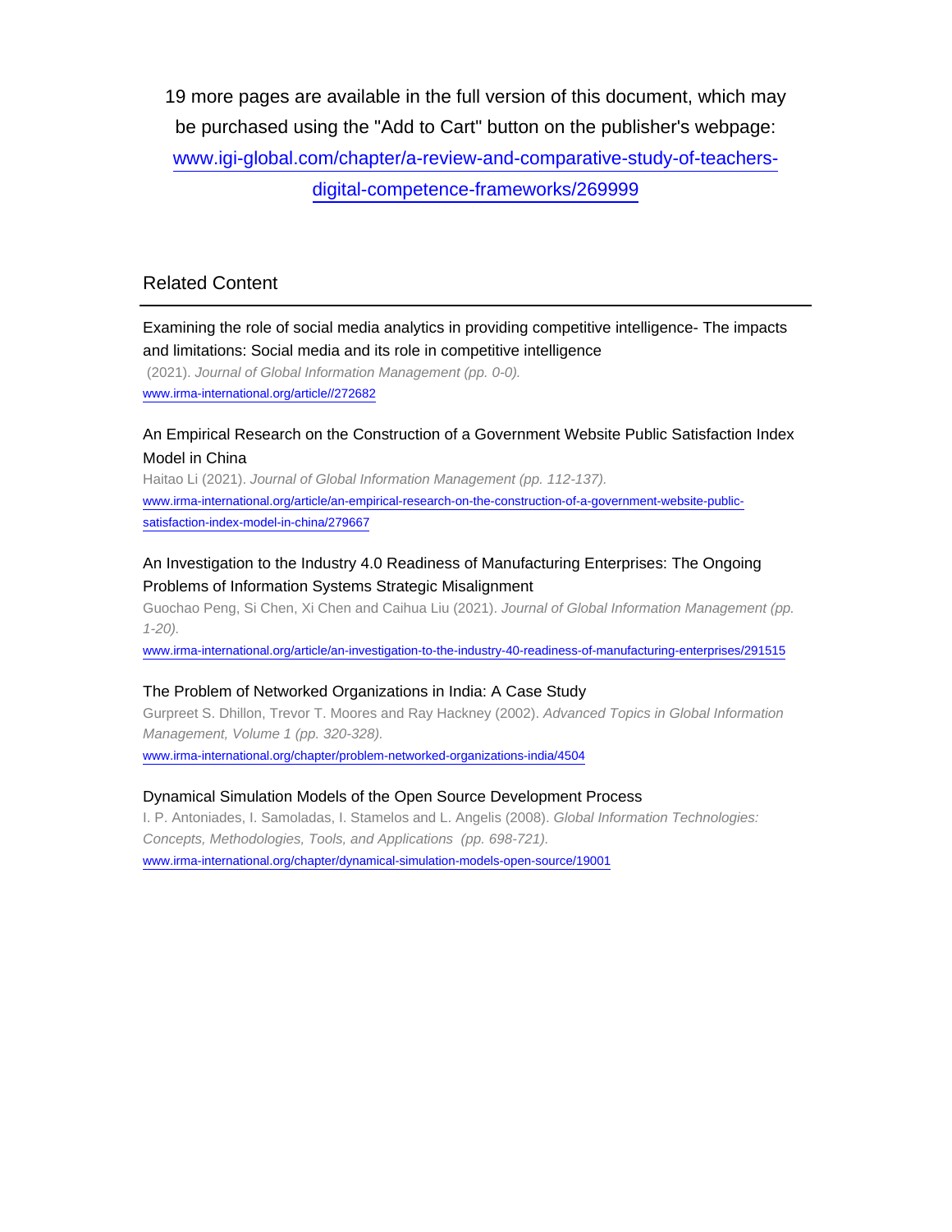19 more pages are available in the full version of this document, which may be purchased using the "Add to Cart" button on the publisher's webpage: [www.igi-global.com/chapter/a-review-and-comparative-study-of-teachers-digital-competence-frameworks/269999](www.igi-global.com/chapter/a-review-and-comparative-study-of-teachers-digital-competence-frameworks/269999)

## Related Content

Examining the role of social media analytics in providing competitive intelligence- The impacts and limitations: Social media and its role in competitive intelligence
(2021). *Journal of Global Information Management (pp. 0-0).*
[www.irma-international.org/article//272682](www.irma-international.org/article//272682)

An Empirical Research on the Construction of a Government Website Public Satisfaction Index Model in China
Haitao Li (2021). *Journal of Global Information Management (pp. 112-137).*
[www.irma-international.org/article/an-empirical-research-on-the-construction-of-a-government-website-public-satisfaction-index-model-in-china/279667](www.irma-international.org/article/an-empirical-research-on-the-construction-of-a-government-website-public-satisfaction-index-model-in-china/279667)

An Investigation to the Industry 4.0 Readiness of Manufacturing Enterprises: The Ongoing Problems of Information Systems Strategic Misalignment
Guochao Peng, Si Chen, Xi Chen and Caihua Liu (2021). *Journal of Global Information Management (pp. 1-20).*
[www.irma-international.org/article/an-investigation-to-the-industry-40-readiness-of-manufacturing-enterprises/291515](www.irma-international.org/article/an-investigation-to-the-industry-40-readiness-of-manufacturing-enterprises/291515)

The Problem of Networked Organizations in India: A Case Study
Gurpreet S. Dhillon, Trevor T. Moores and Ray Hackney (2002). *Advanced Topics in Global Information Management, Volume 1 (pp. 320-328).*
[www.irma-international.org/chapter/problem-networked-organizations-india/4504](www.irma-international.org/chapter/problem-networked-organizations-india/4504)

Dynamical Simulation Models of the Open Source Development Process
I. P. Antoniades, I. Samoladas, I. Stamelos and L. Angelis (2008). *Global Information Technologies: Concepts, Methodologies, Tools, and Applications (pp. 698-721).*
[www.irma-international.org/chapter/dynamical-simulation-models-open-source/19001](www.irma-international.org/chapter/dynamical-simulation-models-open-source/19001)